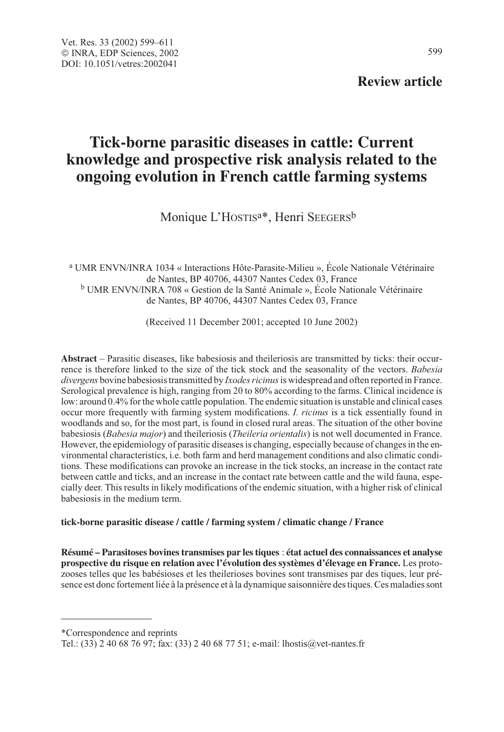**Review article**

# Tick-borne parasitic diseases in cattle: Current knowledge and prospective risk analysis related to the ongoing evolution in French cattle farming systems

Monique L'HOSTIS[a]*, Henri SEEGERS[b]

[a] UMR ENVN/INRA 1034 « Interactions Hôte-Parasite-Milieu », École Nationale Vétérinaire de Nantes, BP 40706, 44307 Nantes Cedex 03, France
[b] UMR ENVN/INRA 708 « Gestion de la Santé Animale », École Nationale Vétérinaire de Nantes, BP 40706, 44307 Nantes Cedex 03, France

(Received 11 December 2001; accepted 10 June 2002)

**Abstract** – Parasitic diseases, like babesiosis and theileriosis are transmitted by ticks: their occurrence is therefore linked to the size of the tick stock and the seasonality of the vectors. *Babesia divergens* bovine babesiosis transmitted by *Ixodes ricinus* is widespread and often reported in France. Serological prevalence is high, ranging from 20 to 80% according to the farms. Clinical incidence is low: around 0.4% for the whole cattle population. The endemic situation is unstable and clinical cases occur more frequently with farming system modifications. *I. ricinus* is a tick essentially found in woodlands and so, for the most part, is found in closed rural areas. The situation of the other bovine babesiosis (*Babesia major*) and theileriosis (*Theileria orientalis*) is not well documented in France. However, the epidemiology of parasitic diseases is changing, especially because of changes in the environmental characteristics, i.e. both farm and herd management conditions and also climatic conditions. These modifications can provoke an increase in the tick stocks, an increase in the contact rate between cattle and ticks, and an increase in the contact rate between cattle and the wild fauna, especially deer. This results in likely modifications of the endemic situation, with a higher risk of clinical babesiosis in the medium term.

**tick-borne parasitic disease / cattle / farming system / climatic change / France**

**Résumé – Parasitoses bovines transmises par les tiques : état actuel des connaissances et analyse prospective du risque en relation avec l'évolution des systèmes d'élevage en France.** Les protozooses telles que les babésioses et les theilerioses bovines sont transmises par des tiques, leur présence est donc fortement liée à la présence et à la dynamique saisonnière des tiques. Ces maladies sont

*Correspondence and reprints
Tel.: (33) 2 40 68 76 97; fax: (33) 2 40 68 77 51; e-mail: lhostis@vet-nantes.fr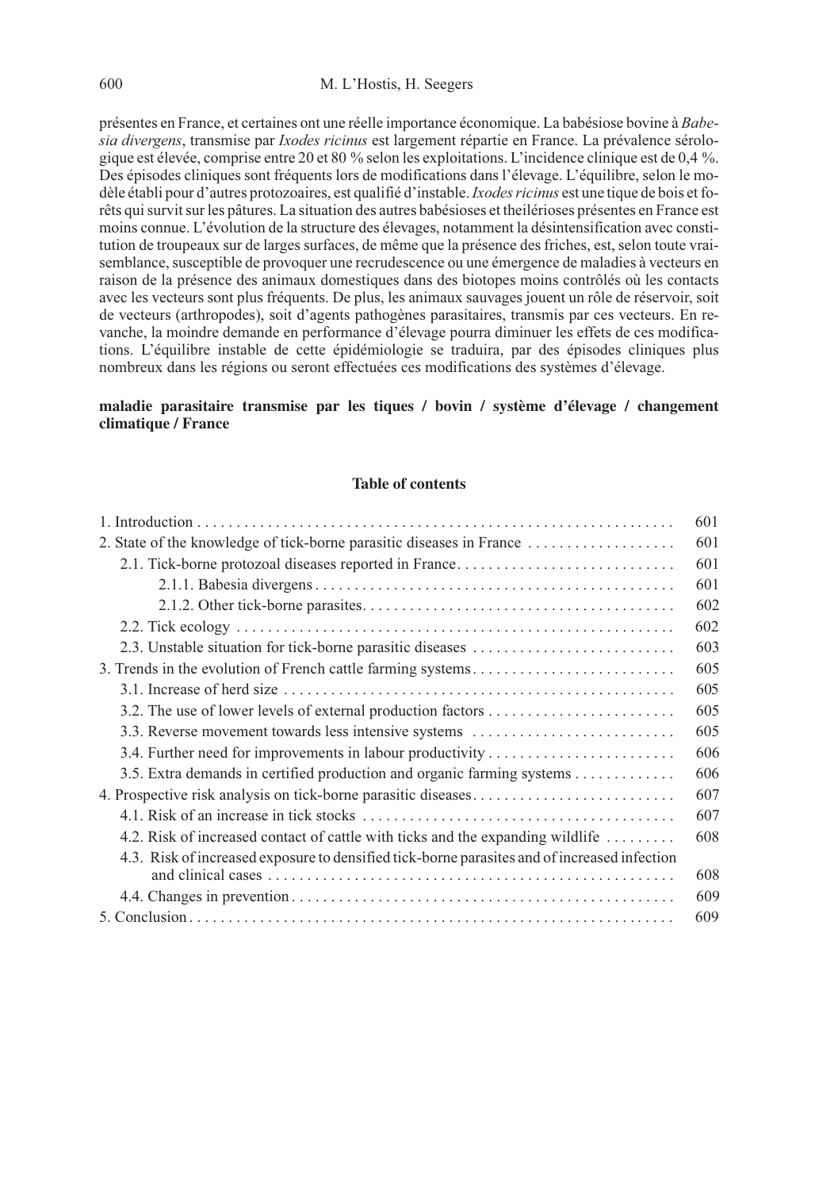présentes en France, et certaines ont une réelle importance économique. La babésiose bovine à *Babesia divergens*, transmise par *Ixodes ricinus* est largement répartie en France. La prévalence sérologique est élevée, comprise entre 20 et 80 % selon les exploitations. L'incidence clinique est de 0,4 %. Des épisodes cliniques sont fréquents lors de modifications dans l'élevage. L'équilibre, selon le modèle établi pour d'autres protozoaires, est qualifié d'instable. *Ixodes ricinus* est une tique de bois et forêts qui survit sur les pâtures. La situation des autres babésioses et theilérioses présentes en France est moins connue. L'évolution de la structure des élevages, notamment la désintensification avec constitution de troupeaux sur de larges surfaces, de même que la présence des friches, est, selon toute vraisemblance, susceptible de provoquer une recrudescence ou une émergence de maladies à vecteurs en raison de la présence des animaux domestiques dans des biotopes moins contrôlés où les contacts avec les vecteurs sont plus fréquents. De plus, les animaux sauvages jouent un rôle de réservoir, soit de vecteurs (arthropodes), soit d'agents pathogènes parasitaires, transmis par ces vecteurs. En revanche, la moindre demande en performance d'élevage pourra diminuer les effets de ces modifications. L'équilibre instable de cette épidémiologie se traduira, par des épisodes cliniques plus nombreux dans les régions ou seront effectuées ces modifications des systèmes d'élevage.

**maladie parasitaire transmise par les tiques / bovin / système d'élevage / changement climatique / France**

**Table of contents**

| | |
|---|---|
| 1. Introduction | 601 |
| 2. State of the knowledge of tick-borne parasitic diseases in France | 601 |
| 2.1. Tick-borne protozoal diseases reported in France | 601 |
| 2.1.1. Babesia divergens | 601 |
| 2.1.2. Other tick-borne parasites | 602 |
| 2.2. Tick ecology | 602 |
| 2.3. Unstable situation for tick-borne parasitic diseases | 603 |
| 3. Trends in the evolution of French cattle farming systems | 605 |
| 3.1. Increase of herd size | 605 |
| 3.2. The use of lower levels of external production factors | 605 |
| 3.3. Reverse movement towards less intensive systems | 605 |
| 3.4. Further need for improvements in labour productivity | 606 |
| 3.5. Extra demands in certified production and organic farming systems | 606 |
| 4. Prospective risk analysis on tick-borne parasitic diseases | 607 |
| 4.1. Risk of an increase in tick stocks | 607 |
| 4.2. Risk of increased contact of cattle with ticks and the expanding wildlife | 608 |
| 4.3. Risk of increased exposure to densified tick-borne parasites and of increased infection and clinical cases | 608 |
| 4.4. Changes in prevention | 609 |
| 5. Conclusion | 609 |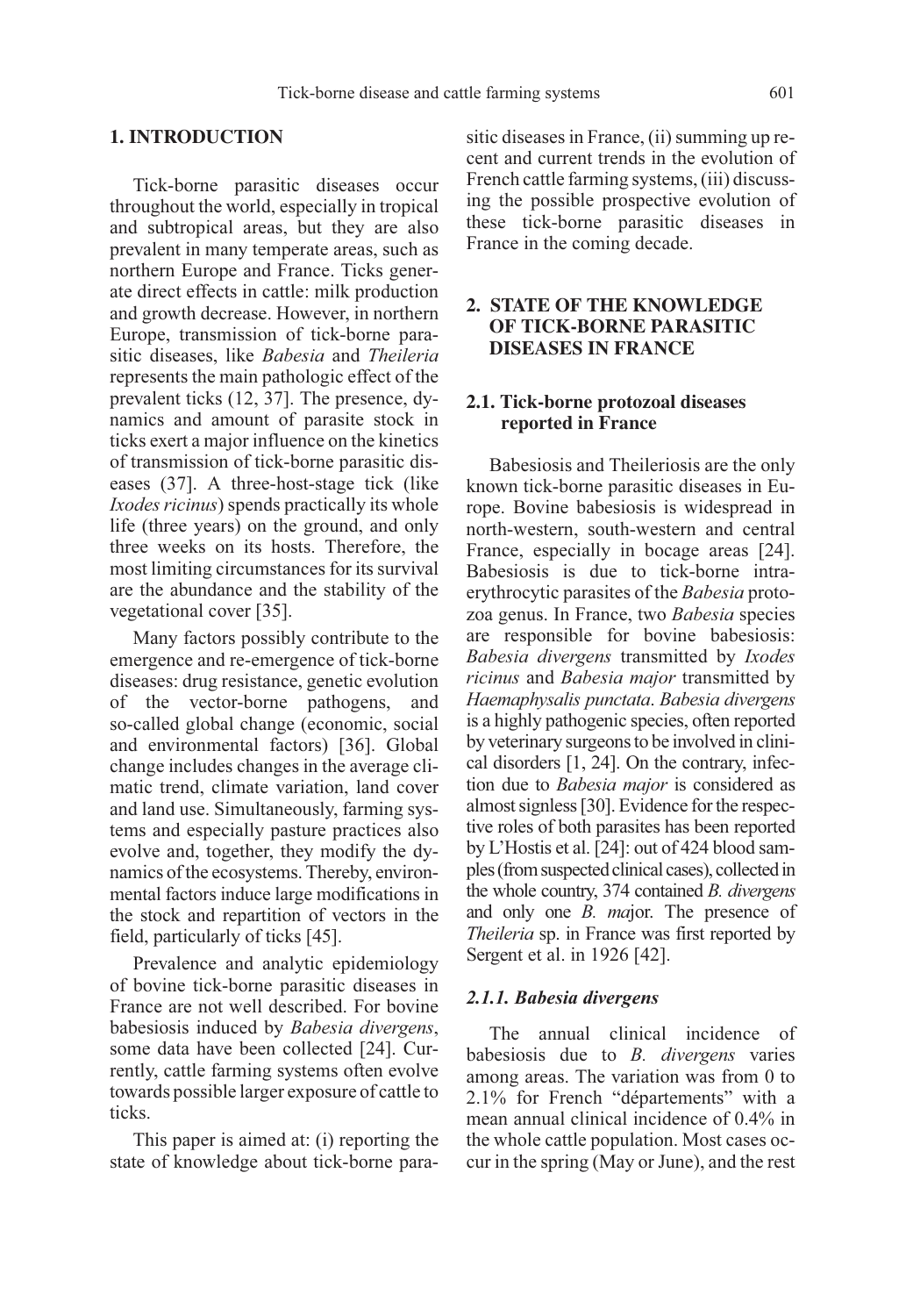## 1. INTRODUCTION

Tick-borne parasitic diseases occur throughout the world, especially in tropical and subtropical areas, but they are also prevalent in many temperate areas, such as northern Europe and France. Ticks generate direct effects in cattle: milk production and growth decrease. However, in northern Europe, transmission of tick-borne parasitic diseases, like *Babesia* and *Theileria* represents the main pathologic effect of the prevalent ticks (12, 37]. The presence, dynamics and amount of parasite stock in ticks exert a major influence on the kinetics of transmission of tick-borne parasitic diseases (37]. A three-host-stage tick (like *Ixodes ricinus*) spends practically its whole life (three years) on the ground, and only three weeks on its hosts. Therefore, the most limiting circumstances for its survival are the abundance and the stability of the vegetational cover [35].

Many factors possibly contribute to the emergence and re-emergence of tick-borne diseases: drug resistance, genetic evolution of the vector-borne pathogens, and so-called global change (economic, social and environmental factors) [36]. Global change includes changes in the average climatic trend, climate variation, land cover and land use. Simultaneously, farming systems and especially pasture practices also evolve and, together, they modify the dynamics of the ecosystems. Thereby, environmental factors induce large modifications in the stock and repartition of vectors in the field, particularly of ticks [45].

Prevalence and analytic epidemiology of bovine tick-borne parasitic diseases in France are not well described. For bovine babesiosis induced by *Babesia divergens*, some data have been collected [24]. Currently, cattle farming systems often evolve towards possible larger exposure of cattle to ticks.

This paper is aimed at: (i) reporting the state of knowledge about tick-borne parasitic diseases in France, (ii) summing up recent and current trends in the evolution of French cattle farming systems, (iii) discussing the possible prospective evolution of these tick-borne parasitic diseases in France in the coming decade.

## 2. STATE OF THE KNOWLEDGE OF TICK-BORNE PARASITIC DISEASES IN FRANCE

### 2.1. Tick-borne protozoal diseases reported in France

Babesiosis and Theileriosis are the only known tick-borne parasitic diseases in Europe. Bovine babesiosis is widespread in north-western, south-western and central France, especially in bocage areas [24]. Babesiosis is due to tick-borne intra-erythrocytic parasites of the *Babesia* protozoa genus. In France, two *Babesia* species are responsible for bovine babesiosis: *Babesia divergens* transmitted by *Ixodes ricinus* and *Babesia major* transmitted by *Haemaphysalis punctata*. *Babesia divergens* is a highly pathogenic species, often reported by veterinary surgeons to be involved in clinical disorders [1, 24]. On the contrary, infection due to *Babesia major* is considered as almost signless [30]. Evidence for the respective roles of both parasites has been reported by L'Hostis et al. [24]: out of 424 blood samples (from suspected clinical cases), collected in the whole country, 374 contained *B. divergens* and only one *B. ma*jor. The presence of *Theileria* sp. in France was first reported by Sergent et al. in 1926 [42].

#### 2.1.1. *Babesia divergens*

The annual clinical incidence of babesiosis due to *B. divergens* varies among areas. The variation was from 0 to 2.1% for French "départements" with a mean annual clinical incidence of 0.4% in the whole cattle population. Most cases occur in the spring (May or June), and the rest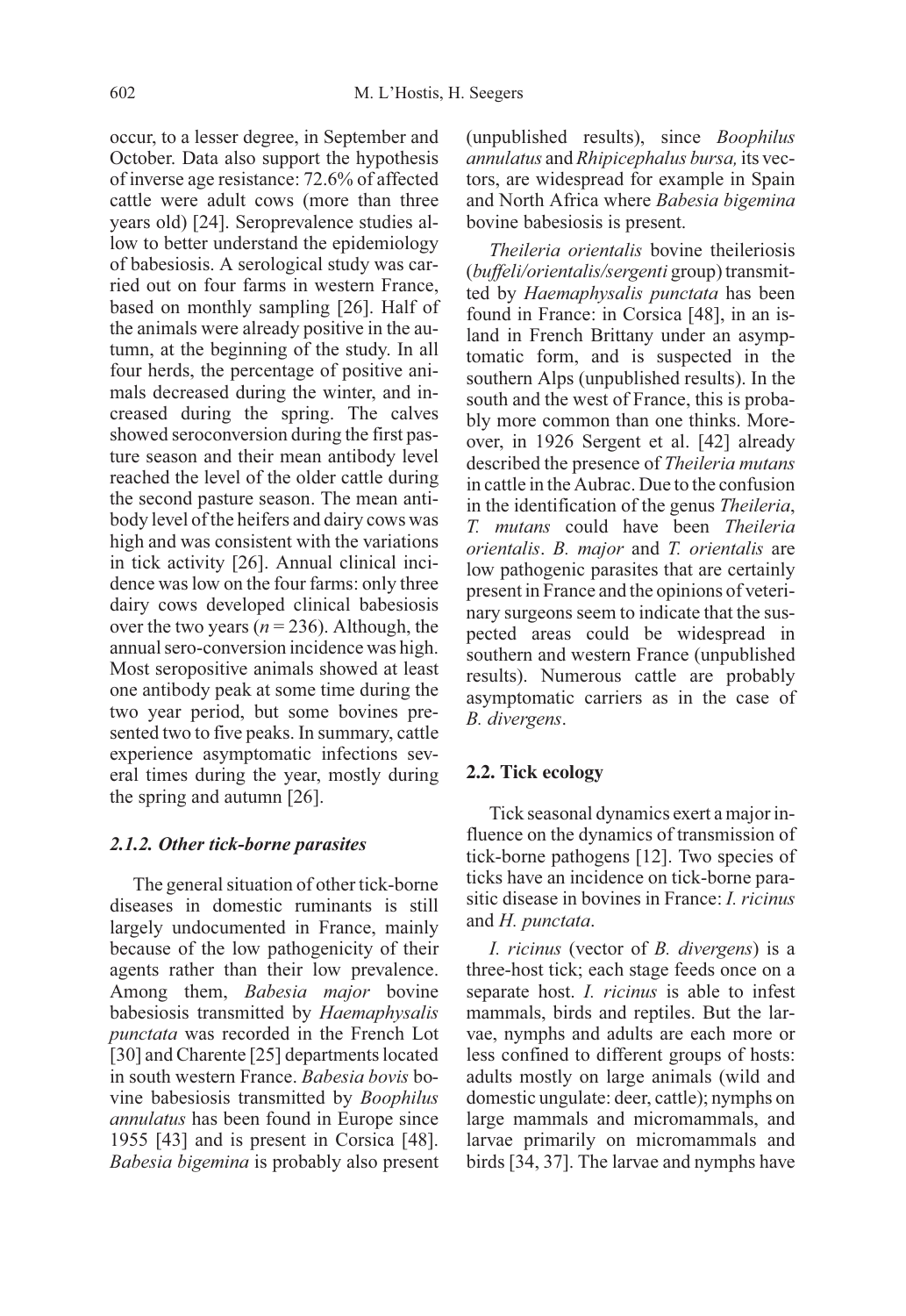occur, to a lesser degree, in September and October. Data also support the hypothesis of inverse age resistance: 72.6% of affected cattle were adult cows (more than three years old) [24]. Seroprevalence studies allow to better understand the epidemiology of babesiosis. A serological study was carried out on four farms in western France, based on monthly sampling [26]. Half of the animals were already positive in the autumn, at the beginning of the study. In all four herds, the percentage of positive animals decreased during the winter, and increased during the spring. The calves showed seroconversion during the first pasture season and their mean antibody level reached the level of the older cattle during the second pasture season. The mean antibody level of the heifers and dairy cows was high and was consistent with the variations in tick activity [26]. Annual clinical incidence was low on the four farms: only three dairy cows developed clinical babesiosis over the two years ($n = 236$). Although, the annual sero-conversion incidence was high. Most seropositive animals showed at least one antibody peak at some time during the two year period, but some bovines presented two to five peaks. In summary, cattle experience asymptomatic infections several times during the year, mostly during the spring and autumn [26].

#### *2.1.2. Other tick-borne parasites*

The general situation of other tick-borne diseases in domestic ruminants is still largely undocumented in France, mainly because of the low pathogenicity of their agents rather than their low prevalence. Among them, *Babesia major* bovine babesiosis transmitted by *Haemaphysalis punctata* was recorded in the French Lot [30] and Charente [25] departments located in south western France. *Babesia bovis* bovine babesiosis transmitted by *Boophilus annulatus* has been found in Europe since 1955 [43] and is present in Corsica [48]. *Babesia bigemina* is probably also present (unpublished results), since *Boophilus annulatus* and *Rhipicephalus bursa,* its vectors, are widespread for example in Spain and North Africa where *Babesia bigemina* bovine babesiosis is present.

*Theileria orientalis* bovine theileriosis (*buffeli/orientalis/sergenti* group) transmitted by *Haemaphysalis punctata* has been found in France: in Corsica [48], in an island in French Brittany under an asymptomatic form, and is suspected in the southern Alps (unpublished results). In the south and the west of France, this is probably more common than one thinks. Moreover, in 1926 Sergent et al. [42] already described the presence of *Theileria mutans* in cattle in the Aubrac. Due to the confusion in the identification of the genus *Theileria*, *T. mutans* could have been *Theileria orientalis*. *B. major* and *T. orientalis* are low pathogenic parasites that are certainly present in France and the opinions of veterinary surgeons seem to indicate that the suspected areas could be widespread in southern and western France (unpublished results). Numerous cattle are probably asymptomatic carriers as in the case of *B. divergens*.

### 2.2. Tick ecology

Tick seasonal dynamics exert a major influence on the dynamics of transmission of tick-borne pathogens [12]. Two species of ticks have an incidence on tick-borne parasitic disease in bovines in France: *I. ricinus* and *H. punctata*.

*I. ricinus* (vector of *B. divergens*) is a three-host tick; each stage feeds once on a separate host. *I. ricinus* is able to infest mammals, birds and reptiles. But the larvae, nymphs and adults are each more or less confined to different groups of hosts: adults mostly on large animals (wild and domestic ungulate: deer, cattle); nymphs on large mammals and micromammals, and larvae primarily on micromammals and birds [34, 37]. The larvae and nymphs have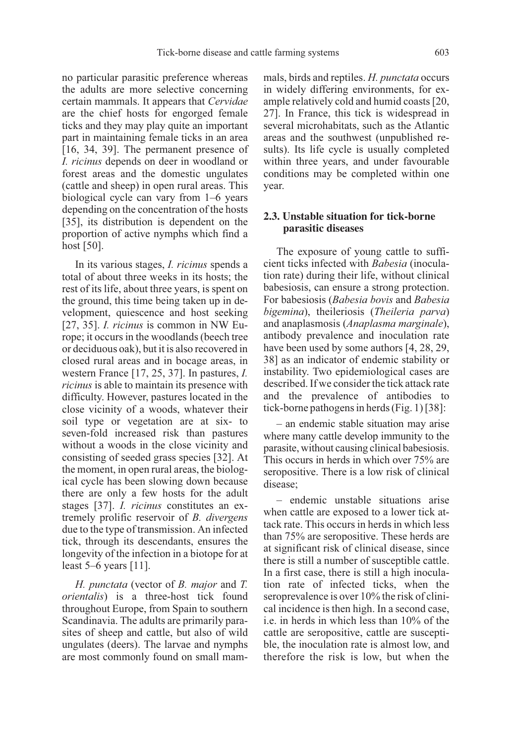no particular parasitic preference whereas the adults are more selective concerning certain mammals. It appears that *Cervidae* are the chief hosts for engorged female ticks and they may play quite an important part in maintaining female ticks in an area [16, 34, 39]. The permanent presence of *I. ricinus* depends on deer in woodland or forest areas and the domestic ungulates (cattle and sheep) in open rural areas. This biological cycle can vary from 1–6 years depending on the concentration of the hosts [35], its distribution is dependent on the proportion of active nymphs which find a host [50].

In its various stages, *I. ricinus* spends a total of about three weeks in its hosts; the rest of its life, about three years, is spent on the ground, this time being taken up in development, quiescence and host seeking [27, 35]. *I. ricinus* is common in NW Europe; it occurs in the woodlands (beech tree or deciduous oak), but it is also recovered in closed rural areas and in bocage areas, in western France [17, 25, 37]. In pastures, *I. ricinus* is able to maintain its presence with difficulty. However, pastures located in the close vicinity of a woods, whatever their soil type or vegetation are at six- to seven-fold increased risk than pastures without a woods in the close vicinity and consisting of seeded grass species [32]. At the moment, in open rural areas, the biological cycle has been slowing down because there are only a few hosts for the adult stages [37]. *I. ricinus* constitutes an extremely prolific reservoir of *B. divergens* due to the type of transmission. An infected tick, through its descendants, ensures the longevity of the infection in a biotope for at least 5–6 years [11].

*H. punctata* (vector of *B. major* and *T. orientalis*) is a three-host tick found throughout Europe, from Spain to southern Scandinavia. The adults are primarily parasites of sheep and cattle, but also of wild ungulates (deers). The larvae and nymphs are most commonly found on small mammals, birds and reptiles. *H. punctata* occurs in widely differing environments, for example relatively cold and humid coasts [20, 27]. In France, this tick is widespread in several microhabitats, such as the Atlantic areas and the southwest (unpublished results). Its life cycle is usually completed within three years, and under favourable conditions may be completed within one year.

### 2.3. Unstable situation for tick-borne parasitic diseases

The exposure of young cattle to sufficient ticks infected with *Babesia* (inoculation rate) during their life, without clinical babesiosis, can ensure a strong protection. For babesiosis (*Babesia bovis* and *Babesia bigemina*), theileriosis (*Theileria parva*) and anaplasmosis (*Anaplasma marginale*), antibody prevalence and inoculation rate have been used by some authors [4, 28, 29, 38] as an indicator of endemic stability or instability. Two epidemiological cases are described. If we consider the tick attack rate and the prevalence of antibodies to tick-borne pathogens in herds (Fig. 1) [38]:

– an endemic stable situation may arise where many cattle develop immunity to the parasite, without causing clinical babesiosis. This occurs in herds in which over 75% are seropositive. There is a low risk of clinical disease;

– endemic unstable situations arise when cattle are exposed to a lower tick attack rate. This occurs in herds in which less than 75% are seropositive. These herds are at significant risk of clinical disease, since there is still a number of susceptible cattle. In a first case, there is still a high inoculation rate of infected ticks, when the seroprevalence is over 10% the risk of clinical incidence is then high. In a second case, i.e. in herds in which less than 10% of the cattle are seropositive, cattle are susceptible, the inoculation rate is almost low, and therefore the risk is low, but when the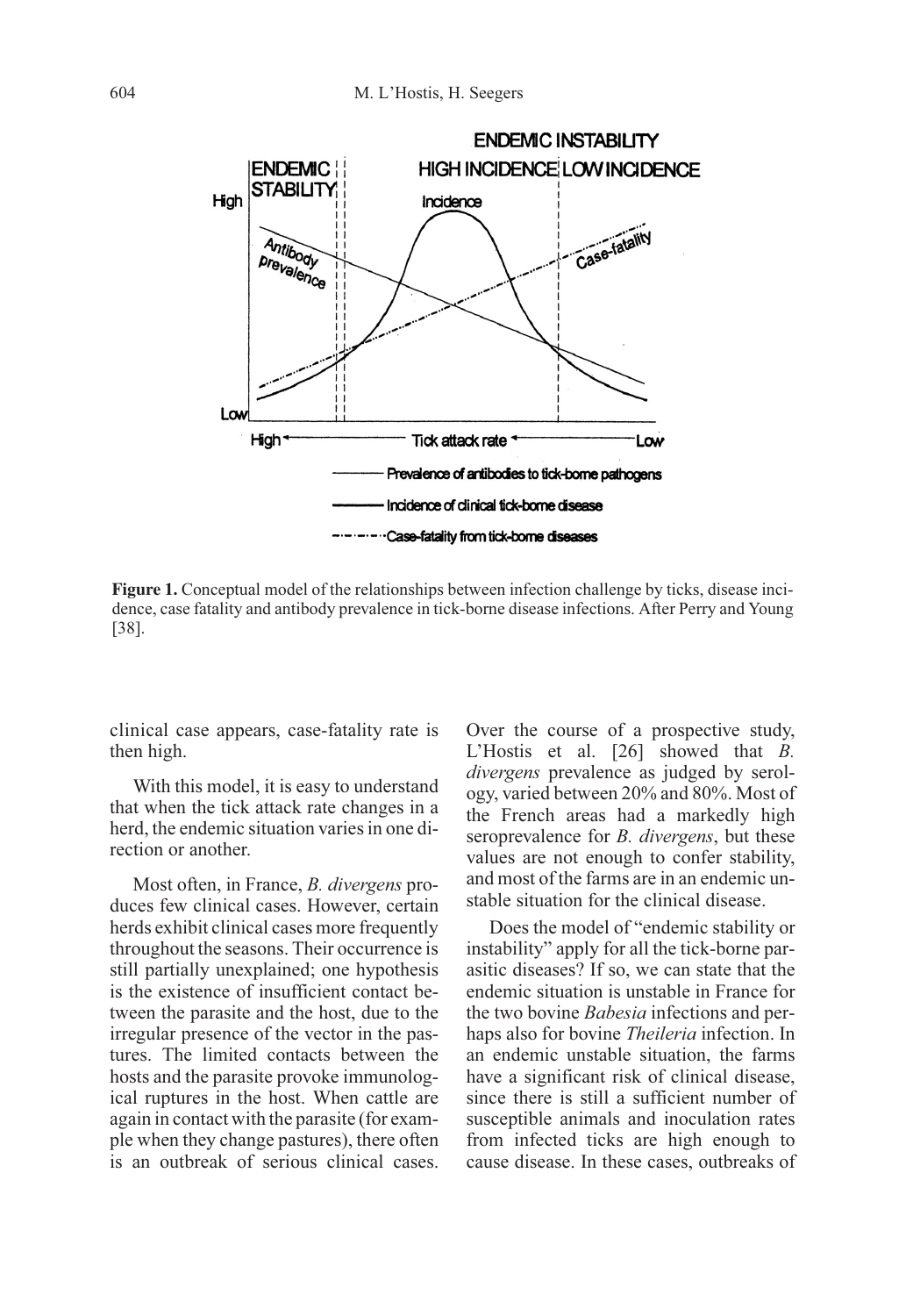**Figure 1.** Conceptual model of the relationships between infection challenge by ticks, disease incidence, case fatality and antibody prevalence in tick-borne disease infections. After Perry and Young [38].

clinical case appears, case-fatality rate is then high.

With this model, it is easy to understand that when the tick attack rate changes in a herd, the endemic situation varies in one direction or another.

Most often, in France, *B. divergens* produces few clinical cases. However, certain herds exhibit clinical cases more frequently throughout the seasons. Their occurrence is still partially unexplained; one hypothesis is the existence of insufficient contact between the parasite and the host, due to the irregular presence of the vector in the pastures. The limited contacts between the hosts and the parasite provoke immunological ruptures in the host. When cattle are again in contact with the parasite (for example when they change pastures), there often is an outbreak of serious clinical cases. Over the course of a prospective study, L'Hostis et al. [26] showed that *B. divergens* prevalence as judged by serology, varied between 20% and 80%. Most of the French areas had a markedly high seroprevalence for *B. divergens*, but these values are not enough to confer stability, and most of the farms are in an endemic unstable situation for the clinical disease.

Does the model of "endemic stability or instability" apply for all the tick-borne parasitic diseases? If so, we can state that the endemic situation is unstable in France for the two bovine *Babesia* infections and perhaps also for bovine *Theileria* infection. In an endemic unstable situation, the farms have a significant risk of clinical disease, since there is still a sufficient number of susceptible animals and inoculation rates from infected ticks are high enough to cause disease. In these cases, outbreaks of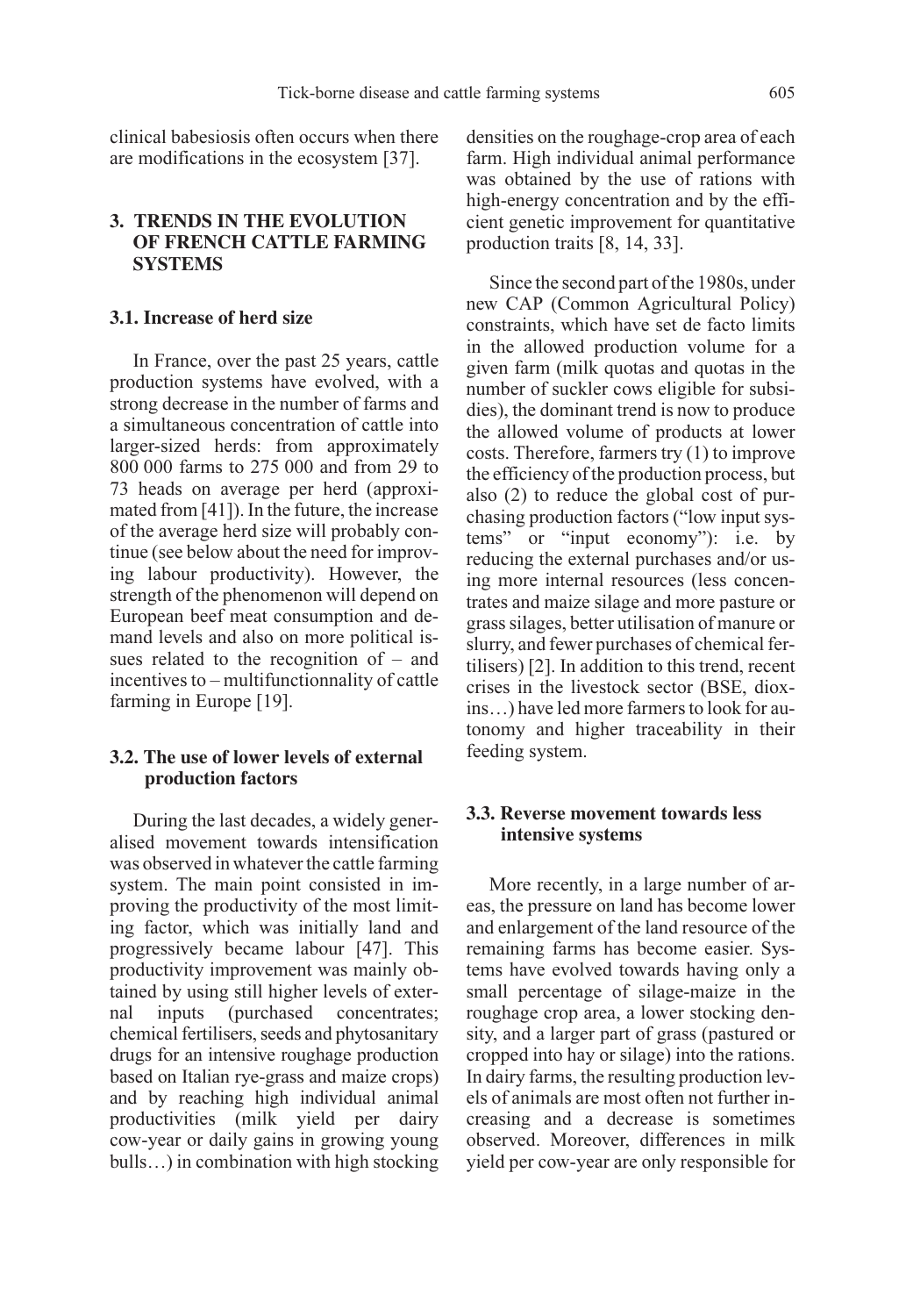clinical babesiosis often occurs when there are modifications in the ecosystem [37].

## 3. TRENDS IN THE EVOLUTION OF FRENCH CATTLE FARMING SYSTEMS

### 3.1. Increase of herd size

In France, over the past 25 years, cattle production systems have evolved, with a strong decrease in the number of farms and a simultaneous concentration of cattle into larger-sized herds: from approximately 800 000 farms to 275 000 and from 29 to 73 heads on average per herd (approximated from [41]). In the future, the increase of the average herd size will probably continue (see below about the need for improving labour productivity). However, the strength of the phenomenon will depend on European beef meat consumption and demand levels and also on more political issues related to the recognition of – and incentives to – multifunctionnality of cattle farming in Europe [19].

### 3.2. The use of lower levels of external production factors

During the last decades, a widely generalised movement towards intensification was observed in whatever the cattle farming system. The main point consisted in improving the productivity of the most limiting factor, which was initially land and progressively became labour [47]. This productivity improvement was mainly obtained by using still higher levels of external inputs (purchased concentrates; chemical fertilisers, seeds and phytosanitary drugs for an intensive roughage production based on Italian rye-grass and maize crops) and by reaching high individual animal productivities (milk yield per dairy cow-year or daily gains in growing young bulls…) in combination with high stocking densities on the roughage-crop area of each farm. High individual animal performance was obtained by the use of rations with high-energy concentration and by the efficient genetic improvement for quantitative production traits [8, 14, 33].

Since the second part of the 1980s, under new CAP (Common Agricultural Policy) constraints, which have set de facto limits in the allowed production volume for a given farm (milk quotas and quotas in the number of suckler cows eligible for subsidies), the dominant trend is now to produce the allowed volume of products at lower costs. Therefore, farmers try (1) to improve the efficiency of the production process, but also (2) to reduce the global cost of purchasing production factors ("low input systems" or "input economy"): i.e. by reducing the external purchases and/or using more internal resources (less concentrates and maize silage and more pasture or grass silages, better utilisation of manure or slurry, and fewer purchases of chemical fertilisers) [2]. In addition to this trend, recent crises in the livestock sector (BSE, dioxins…) have led more farmers to look for autonomy and higher traceability in their feeding system.

### 3.3. Reverse movement towards less intensive systems

More recently, in a large number of areas, the pressure on land has become lower and enlargement of the land resource of the remaining farms has become easier. Systems have evolved towards having only a small percentage of silage-maize in the roughage crop area, a lower stocking density, and a larger part of grass (pastured or cropped into hay or silage) into the rations. In dairy farms, the resulting production levels of animals are most often not further increasing and a decrease is sometimes observed. Moreover, differences in milk yield per cow-year are only responsible for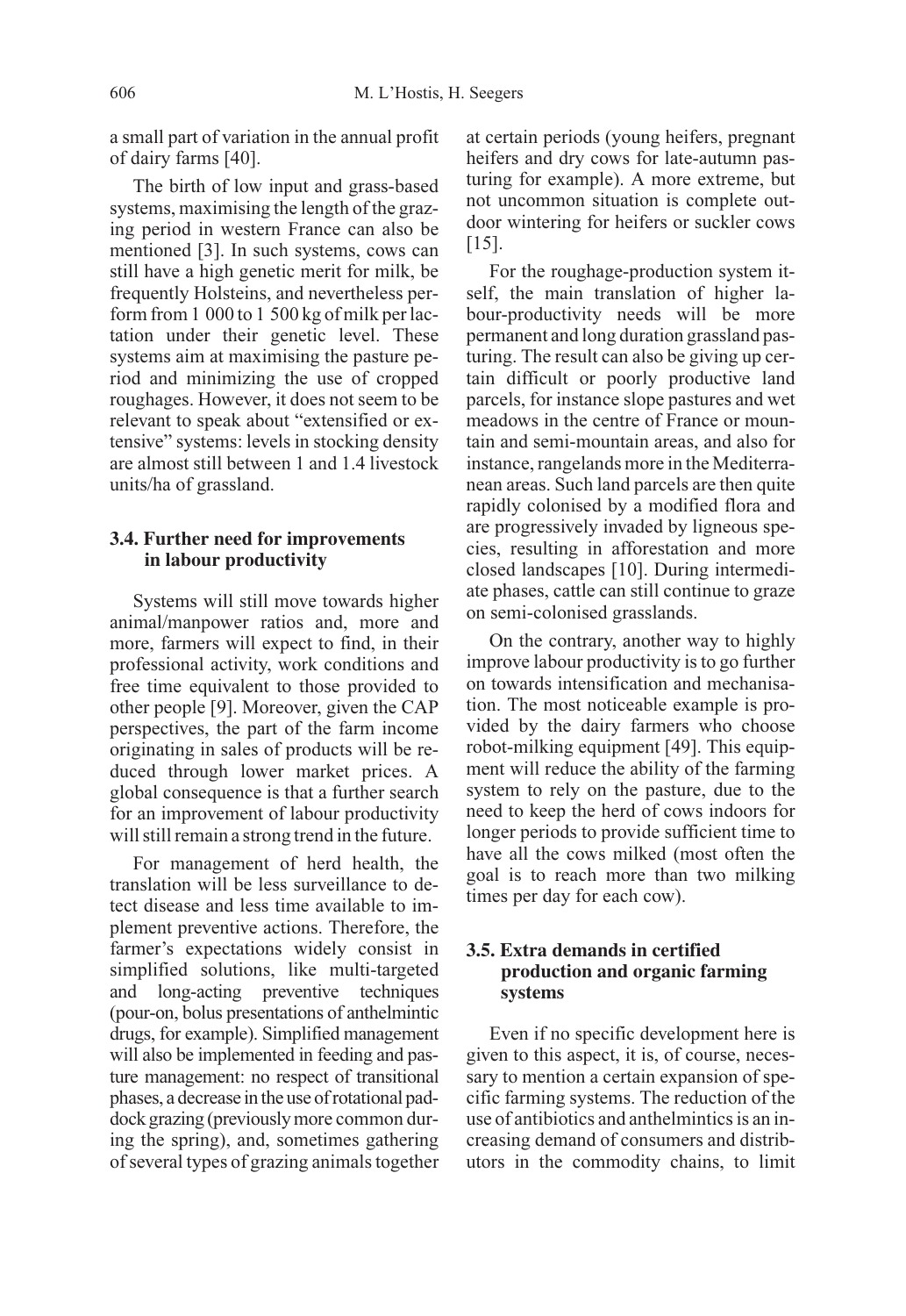a small part of variation in the annual profit of dairy farms [40].

The birth of low input and grass-based systems, maximising the length of the grazing period in western France can also be mentioned [3]. In such systems, cows can still have a high genetic merit for milk, be frequently Holsteins, and nevertheless perform from 1 000 to 1 500 kg of milk per lactation under their genetic level. These systems aim at maximising the pasture period and minimizing the use of cropped roughages. However, it does not seem to be relevant to speak about "extensified or extensive" systems: levels in stocking density are almost still between 1 and 1.4 livestock units/ha of grassland.

### 3.4. Further need for improvements in labour productivity

Systems will still move towards higher animal/manpower ratios and, more and more, farmers will expect to find, in their professional activity, work conditions and free time equivalent to those provided to other people [9]. Moreover, given the CAP perspectives, the part of the farm income originating in sales of products will be reduced through lower market prices. A global consequence is that a further search for an improvement of labour productivity will still remain a strong trend in the future.

For management of herd health, the translation will be less surveillance to detect disease and less time available to implement preventive actions. Therefore, the farmer's expectations widely consist in simplified solutions, like multi-targeted and long-acting preventive techniques (pour-on, bolus presentations of anthelmintic drugs, for example). Simplified management will also be implemented in feeding and pasture management: no respect of transitional phases, a decrease in the use of rotational paddock grazing (previously more common during the spring), and, sometimes gathering of several types of grazing animals together at certain periods (young heifers, pregnant heifers and dry cows for late-autumn pasturing for example). A more extreme, but not uncommon situation is complete outdoor wintering for heifers or suckler cows [15].

For the roughage-production system itself, the main translation of higher labour-productivity needs will be more permanent and long duration grassland pasturing. The result can also be giving up certain difficult or poorly productive land parcels, for instance slope pastures and wet meadows in the centre of France or mountain and semi-mountain areas, and also for instance, rangelands more in the Mediterranean areas. Such land parcels are then quite rapidly colonised by a modified flora and are progressively invaded by ligneous species, resulting in afforestation and more closed landscapes [10]. During intermediate phases, cattle can still continue to graze on semi-colonised grasslands.

On the contrary, another way to highly improve labour productivity is to go further on towards intensification and mechanisation. The most noticeable example is provided by the dairy farmers who choose robot-milking equipment [49]. This equipment will reduce the ability of the farming system to rely on the pasture, due to the need to keep the herd of cows indoors for longer periods to provide sufficient time to have all the cows milked (most often the goal is to reach more than two milking times per day for each cow).

### 3.5. Extra demands in certified production and organic farming systems

Even if no specific development here is given to this aspect, it is, of course, necessary to mention a certain expansion of specific farming systems. The reduction of the use of antibiotics and anthelmintics is an increasing demand of consumers and distributors in the commodity chains, to limit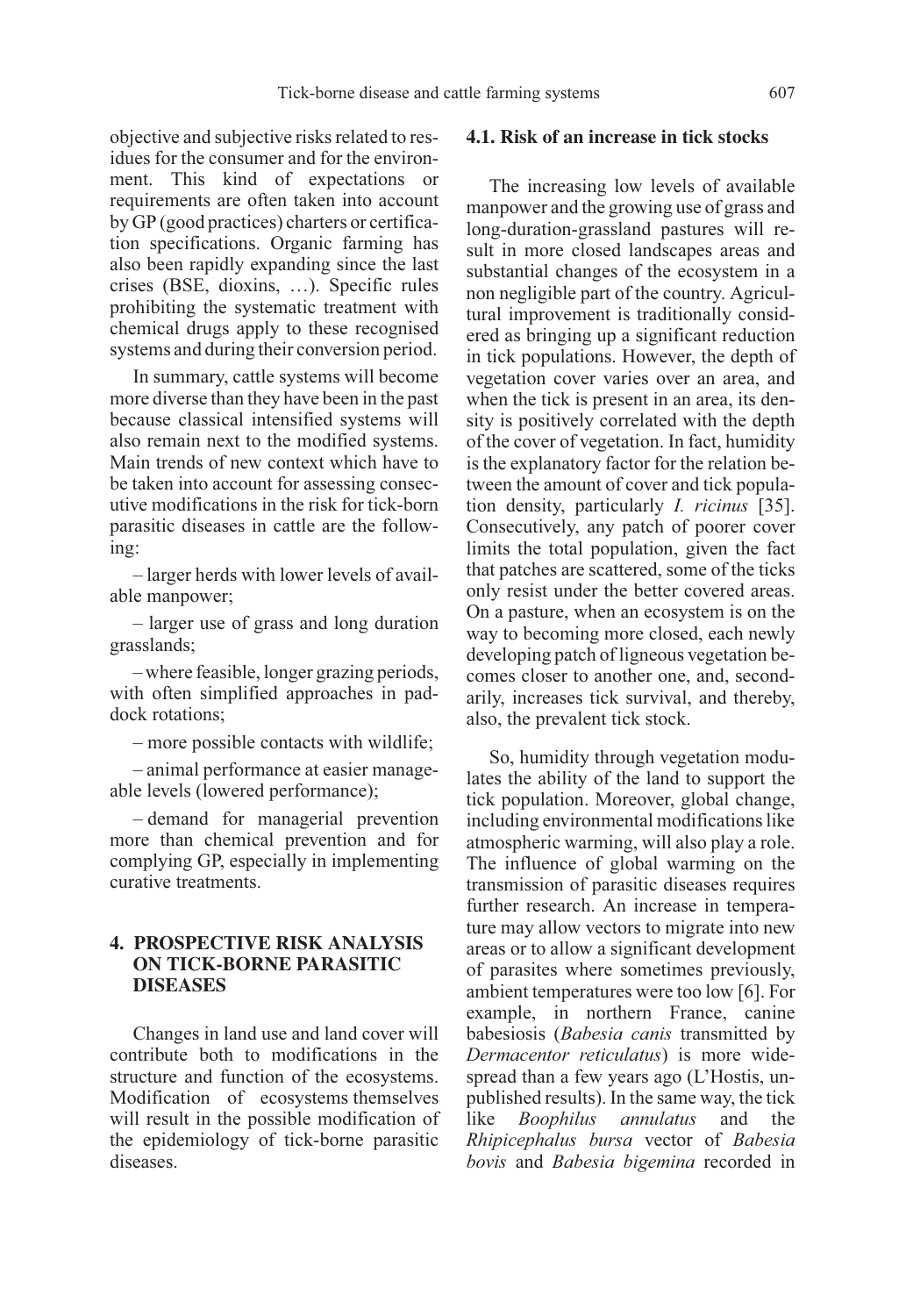objective and subjective risks related to residues for the consumer and for the environment. This kind of expectations or requirements are often taken into account by GP (good practices) charters or certification specifications. Organic farming has also been rapidly expanding since the last crises (BSE, dioxins, …). Specific rules prohibiting the systematic treatment with chemical drugs apply to these recognised systems and during their conversion period.

In summary, cattle systems will become more diverse than they have been in the past because classical intensified systems will also remain next to the modified systems. Main trends of new context which have to be taken into account for assessing consecutive modifications in the risk for tick-born parasitic diseases in cattle are the following:

– larger herds with lower levels of available manpower;

– larger use of grass and long duration grasslands;

– where feasible, longer grazing periods, with often simplified approaches in paddock rotations;

– more possible contacts with wildlife;

– animal performance at easier manageable levels (lowered performance);

– demand for managerial prevention more than chemical prevention and for complying GP, especially in implementing curative treatments.

## 4. PROSPECTIVE RISK ANALYSIS ON TICK-BORNE PARASITIC DISEASES

Changes in land use and land cover will contribute both to modifications in the structure and function of the ecosystems. Modification of ecosystems themselves will result in the possible modification of the epidemiology of tick-borne parasitic diseases.

### 4.1. Risk of an increase in tick stocks

The increasing low levels of available manpower and the growing use of grass and long-duration-grassland pastures will result in more closed landscapes areas and substantial changes of the ecosystem in a non negligible part of the country. Agricultural improvement is traditionally considered as bringing up a significant reduction in tick populations. However, the depth of vegetation cover varies over an area, and when the tick is present in an area, its density is positively correlated with the depth of the cover of vegetation. In fact, humidity is the explanatory factor for the relation between the amount of cover and tick population density, particularly *I. ricinus* [35]. Consecutively, any patch of poorer cover limits the total population, given the fact that patches are scattered, some of the ticks only resist under the better covered areas. On a pasture, when an ecosystem is on the way to becoming more closed, each newly developing patch of ligneous vegetation becomes closer to another one, and, secondarily, increases tick survival, and thereby, also, the prevalent tick stock.

So, humidity through vegetation modulates the ability of the land to support the tick population. Moreover, global change, including environmental modifications like atmospheric warming, will also play a role. The influence of global warming on the transmission of parasitic diseases requires further research. An increase in temperature may allow vectors to migrate into new areas or to allow a significant development of parasites where sometimes previously, ambient temperatures were too low [6]. For example, in northern France, canine babesiosis (*Babesia canis* transmitted by *Dermacentor reticulatus*) is more widespread than a few years ago (L'Hostis, unpublished results). In the same way, the tick like *Boophilus annulatus* and the *Rhipicephalus bursa* vector of *Babesia bovis* and *Babesia bigemina* recorded in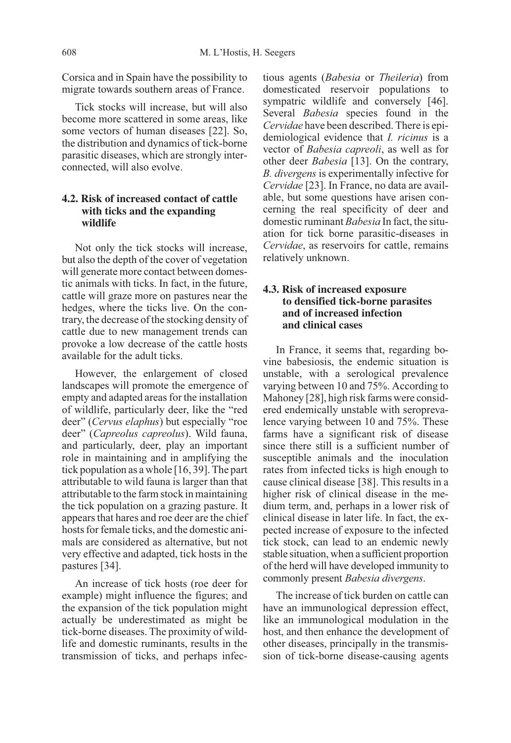Corsica and in Spain have the possibility to migrate towards southern areas of France.

Tick stocks will increase, but will also become more scattered in some areas, like some vectors of human diseases [22]. So, the distribution and dynamics of tick-borne parasitic diseases, which are strongly interconnected, will also evolve.

### 4.2. Risk of increased contact of cattle with ticks and the expanding wildlife

Not only the tick stocks will increase, but also the depth of the cover of vegetation will generate more contact between domestic animals with ticks. In fact, in the future, cattle will graze more on pastures near the hedges, where the ticks live. On the contrary, the decrease of the stocking density of cattle due to new management trends can provoke a low decrease of the cattle hosts available for the adult ticks.

However, the enlargement of closed landscapes will promote the emergence of empty and adapted areas for the installation of wildlife, particularly deer, like the "red deer" (*Cervus elaphus*) but especially "roe deer" (*Capreolus capreolus*). Wild fauna, and particularly, deer, play an important role in maintaining and in amplifying the tick population as a whole [16, 39]. The part attributable to wild fauna is larger than that attributable to the farm stock in maintaining the tick population on a grazing pasture. It appears that hares and roe deer are the chief hosts for female ticks, and the domestic animals are considered as alternative, but not very effective and adapted, tick hosts in the pastures [34].

An increase of tick hosts (roe deer for example) might influence the figures; and the expansion of the tick population might actually be underestimated as might be tick-borne diseases. The proximity of wildlife and domestic ruminants, results in the transmission of ticks, and perhaps infectious agents (*Babesia* or *Theileria*) from domesticated reservoir populations to sympatric wildlife and conversely [46]. Several *Babesia* species found in the *Cervidae* have been described. There is epidemiological evidence that *I. ricinus* is a vector of *Babesia capreoli*, as well as for other deer *Babesia* [13]. On the contrary, *B. divergens* is experimentally infective for *Cervidae* [23]. In France, no data are available, but some questions have arisen concerning the real specificity of deer and domestic ruminant *Babesia* In fact, the situation for tick borne parasitic-diseases in *Cervidae*, as reservoirs for cattle, remains relatively unknown.

### 4.3. Risk of increased exposure to densified tick-borne parasites and of increased infection and clinical cases

In France, it seems that, regarding bovine babesiosis, the endemic situation is unstable, with a serological prevalence varying between 10 and 75%. According to Mahoney [28], high risk farms were considered endemically unstable with seroprevalence varying between 10 and 75%. These farms have a significant risk of disease since there still is a sufficient number of susceptible animals and the inoculation rates from infected ticks is high enough to cause clinical disease [38]. This results in a higher risk of clinical disease in the medium term, and, perhaps in a lower risk of clinical disease in later life. In fact, the expected increase of exposure to the infected tick stock, can lead to an endemic newly stable situation, when a sufficient proportion of the herd will have developed immunity to commonly present *Babesia divergens*.

The increase of tick burden on cattle can have an immunological depression effect, like an immunological modulation in the host, and then enhance the development of other diseases, principally in the transmission of tick-borne disease-causing agents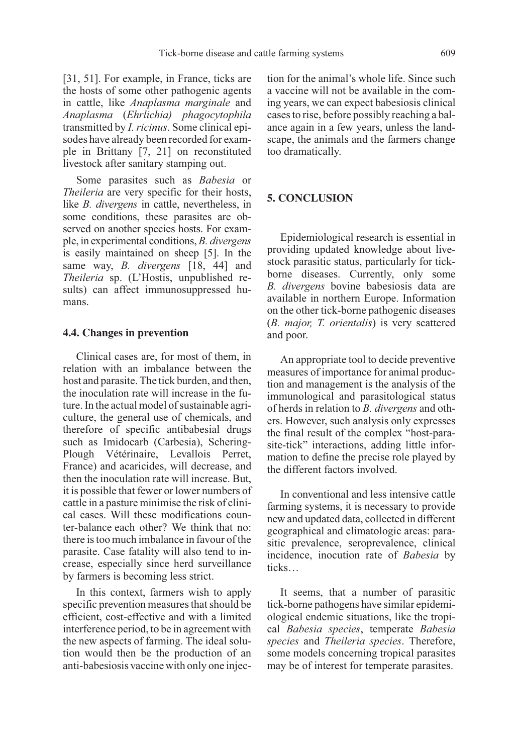[31, 51]. For example, in France, ticks are the hosts of some other pathogenic agents in cattle, like *Anaplasma marginale* and *Anaplasma* (*Ehrlichia*) *phagocytophila* transmitted by *I. ricinus*. Some clinical episodes have already been recorded for example in Brittany [7, 21] on reconstituted livestock after sanitary stamping out.

Some parasites such as *Babesia* or *Theileria* are very specific for their hosts, like *B. divergens* in cattle, nevertheless, in some conditions, these parasites are observed on another species hosts. For example, in experimental conditions, *B. divergens* is easily maintained on sheep [5]. In the same way, *B. divergens* [18, 44] and *Theileria* sp. (L'Hostis, unpublished results) can affect immunosuppressed humans.

### 4.4. Changes in prevention

Clinical cases are, for most of them, in relation with an imbalance between the host and parasite. The tick burden, and then, the inoculation rate will increase in the future. In the actual model of sustainable agriculture, the general use of chemicals, and therefore of specific antibabesial drugs such as Imidocarb (Carbesia), Schering-Plough Vétérinaire, Levallois Perret, France) and acaricides, will decrease, and then the inoculation rate will increase. But, it is possible that fewer or lower numbers of cattle in a pasture minimise the risk of clinical cases. Will these modifications counter-balance each other? We think that no: there is too much imbalance in favour of the parasite. Case fatality will also tend to increase, especially since herd surveillance by farmers is becoming less strict.

In this context, farmers wish to apply specific prevention measures that should be efficient, cost-effective and with a limited interference period, to be in agreement with the new aspects of farming. The ideal solution would then be the production of an anti-babesiosis vaccine with only one injection for the animal's whole life. Since such a vaccine will not be available in the coming years, we can expect babesiosis clinical cases to rise, before possibly reaching a balance again in a few years, unless the landscape, the animals and the farmers change too dramatically.

## 5. CONCLUSION

Epidemiological research is essential in providing updated knowledge about livestock parasitic status, particularly for tick-borne diseases. Currently, only some *B. divergens* bovine babesiosis data are available in northern Europe. Information on the other tick-borne pathogenic diseases (*B. major, T. orientalis*) is very scattered and poor.

An appropriate tool to decide preventive measures of importance for animal production and management is the analysis of the immunological and parasitological status of herds in relation to *B. divergens* and others. However, such analysis only expresses the final result of the complex "host-parasite-tick" interactions, adding little information to define the precise role played by the different factors involved.

In conventional and less intensive cattle farming systems, it is necessary to provide new and updated data, collected in different geographical and climatologic areas: parasitic prevalence, seroprevalence, clinical incidence, inocution rate of *Babesia* by ticks…

It seems, that a number of parasitic tick-borne pathogens have similar epidemiological endemic situations, like the tropical *Babesia species*, temperate *Babesia species* and *Theileria species*. Therefore, some models concerning tropical parasites may be of interest for temperate parasites.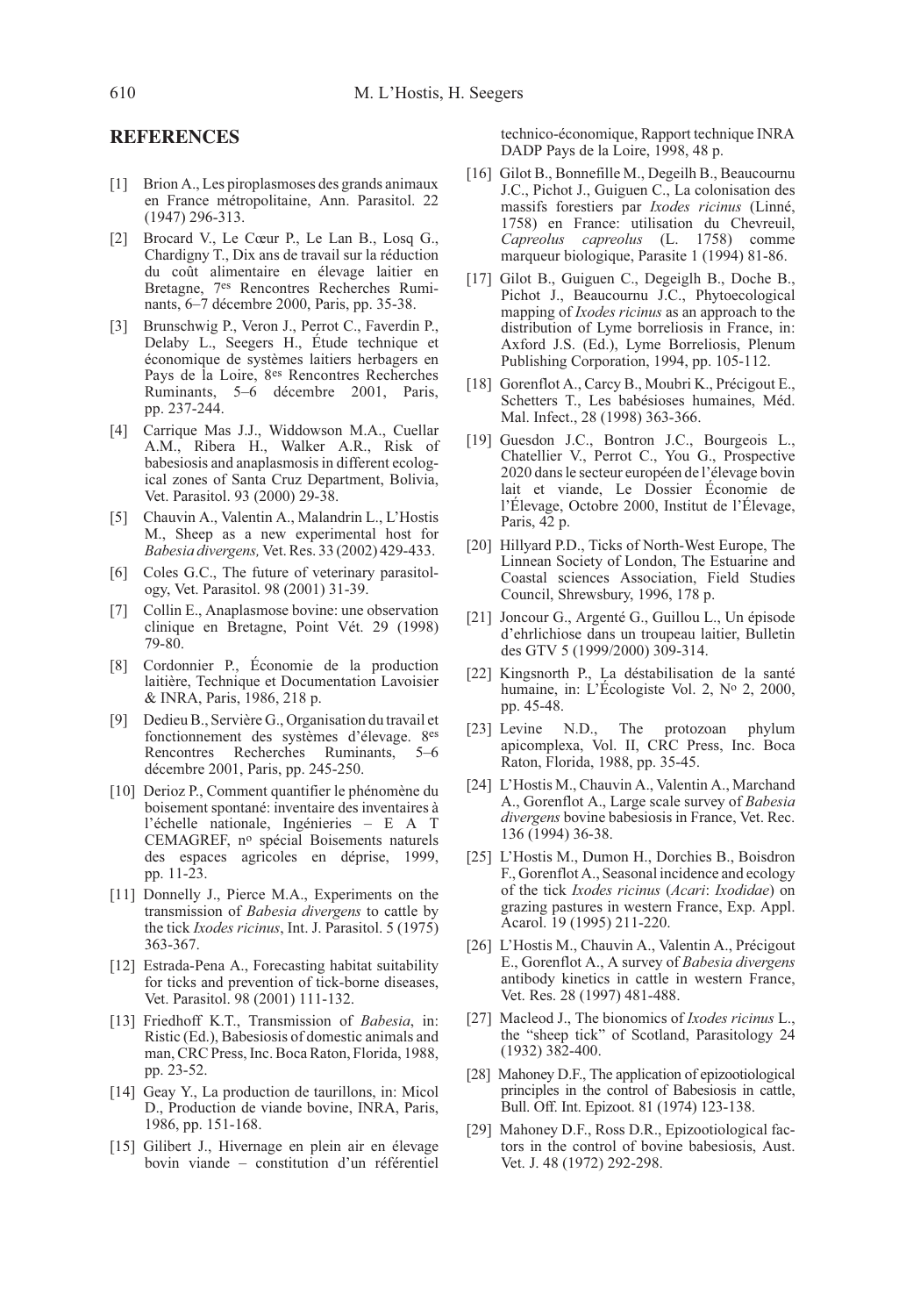## REFERENCES

[1] Brion A., Les piroplasmoses des grands animaux en France métropolitaine, Ann. Parasitol. 22 (1947) 296-313.

[2] Brocard V., Le Cœur P., Le Lan B., Losq G., Chardigny T., Dix ans de travail sur la réduction du coût alimentaire en élevage laitier en Bretagne, 7es Rencontres Recherches Ruminants, 6–7 décembre 2000, Paris, pp. 35-38.

[3] Brunschwig P., Veron J., Perrot C., Faverdin P., Delaby L., Seegers H., Étude technique et économique de systèmes laitiers herbagers en Pays de la Loire, 8es Rencontres Recherches Ruminants, 5–6 décembre 2001, Paris, pp. 237-244.

[4] Carrique Mas J.J., Widdowson M.A., Cuellar A.M., Ribera H., Walker A.R., Risk of babesiosis and anaplasmosis in different ecological zones of Santa Cruz Department, Bolivia, Vet. Parasitol. 93 (2000) 29-38.

[5] Chauvin A., Valentin A., Malandrin L., L'Hostis M., Sheep as a new experimental host for *Babesia divergens,* Vet. Res. 33 (2002) 429-433.

[6] Coles G.C., The future of veterinary parasitology, Vet. Parasitol. 98 (2001) 31-39.

[7] Collin E., Anaplasmose bovine: une observation clinique en Bretagne, Point Vét. 29 (1998) 79-80.

[8] Cordonnier P., Économie de la production laitière, Technique et Documentation Lavoisier & INRA, Paris, 1986, 218 p.

[9] Dedieu B., Servière G., Organisation du travail et fonctionnement des systèmes d'élevage. 8es Rencontres Recherches Ruminants, 5–6 décembre 2001, Paris, pp. 245-250.

[10] Derioz P., Comment quantifier le phénomène du boisement spontané: inventaire des inventaires à l'échelle nationale, Ingénieries – E A T CEMAGREF, no spécial Boisements naturels des espaces agricoles en déprise, 1999, pp. 11-23.

[11] Donnelly J., Pierce M.A., Experiments on the transmission of *Babesia divergens* to cattle by the tick *Ixodes ricinus*, Int. J. Parasitol. 5 (1975) 363-367.

[12] Estrada-Pena A., Forecasting habitat suitability for ticks and prevention of tick-borne diseases, Vet. Parasitol. 98 (2001) 111-132.

[13] Friedhoff K.T., Transmission of *Babesia*, in: Ristic (Ed.), Babesiosis of domestic animals and man, CRC Press, Inc. Boca Raton, Florida, 1988, pp. 23-52.

[14] Geay Y., La production de taurillons, in: Micol D., Production de viande bovine, INRA, Paris, 1986, pp. 151-168.

[15] Gilibert J., Hivernage en plein air en élevage bovin viande – constitution d'un référentiel technico-économique, Rapport technique INRA DADP Pays de la Loire, 1998, 48 p.

[16] Gilot B., Bonnefille M., Degeilh B., Beaucournu J.C., Pichot J., Guiguen C., La colonisation des massifs forestiers par *Ixodes ricinus* (Linné, 1758) en France: utilisation du Chevreuil, *Capreolus capreolus* (L. 1758) comme marqueur biologique, Parasite 1 (1994) 81-86.

[17] Gilot B., Guiguen C., Degeiglh B., Doche B., Pichot J., Beaucournu J.C., Phytoecological mapping of *Ixodes ricinus* as an approach to the distribution of Lyme borreliosis in France, in: Axford J.S. (Ed.), Lyme Borreliosis, Plenum Publishing Corporation, 1994, pp. 105-112.

[18] Gorenflot A., Carcy B., Moubri K., Précigout E., Schetters T., Les babésioses humaines, Méd. Mal. Infect., 28 (1998) 363-366.

[19] Guesdon J.C., Bontron J.C., Bourgeois L., Chatellier V., Perrot C., You G., Prospective 2020 dans le secteur européen de l'élevage bovin lait et viande, Le Dossier Économie de l'Élevage, Octobre 2000, Institut de l'Élevage, Paris, 42 p.

[20] Hillyard P.D., Ticks of North-West Europe, The Linnean Society of London, The Estuarine and Coastal sciences Association, Field Studies Council, Shrewsbury, 1996, 178 p.

[21] Joncour G., Argenté G., Guillou L., Un épisode d'ehrlichiose dans un troupeau laitier, Bulletin des GTV 5 (1999/2000) 309-314.

[22] Kingsnorth P., La déstabilisation de la santé humaine, in: L'Écologiste Vol. 2, No 2, 2000, pp. 45-48.

[23] Levine N.D., The protozoan phylum apicomplexa, Vol. II, CRC Press, Inc. Boca Raton, Florida, 1988, pp. 35-45.

[24] L'Hostis M., Chauvin A., Valentin A., Marchand A., Gorenflot A., Large scale survey of *Babesia divergens* bovine babesiosis in France, Vet. Rec. 136 (1994) 36-38.

[25] L'Hostis M., Dumon H., Dorchies B., Boisdron F., Gorenflot A., Seasonal incidence and ecology of the tick *Ixodes ricinus* (*Acari*: *Ixodidae*) on grazing pastures in western France, Exp. Appl. Acarol. 19 (1995) 211-220.

[26] L'Hostis M., Chauvin A., Valentin A., Précigout E., Gorenflot A., A survey of *Babesia divergens* antibody kinetics in cattle in western France, Vet. Res. 28 (1997) 481-488.

[27] Macleod J., The bionomics of *Ixodes ricinus* L., the "sheep tick" of Scotland, Parasitology 24 (1932) 382-400.

[28] Mahoney D.F., The application of epizootiological principles in the control of Babesiosis in cattle, Bull. Off. Int. Epizoot. 81 (1974) 123-138.

[29] Mahoney D.F., Ross D.R., Epizootiological factors in the control of bovine babesiosis, Aust. Vet. J. 48 (1972) 292-298.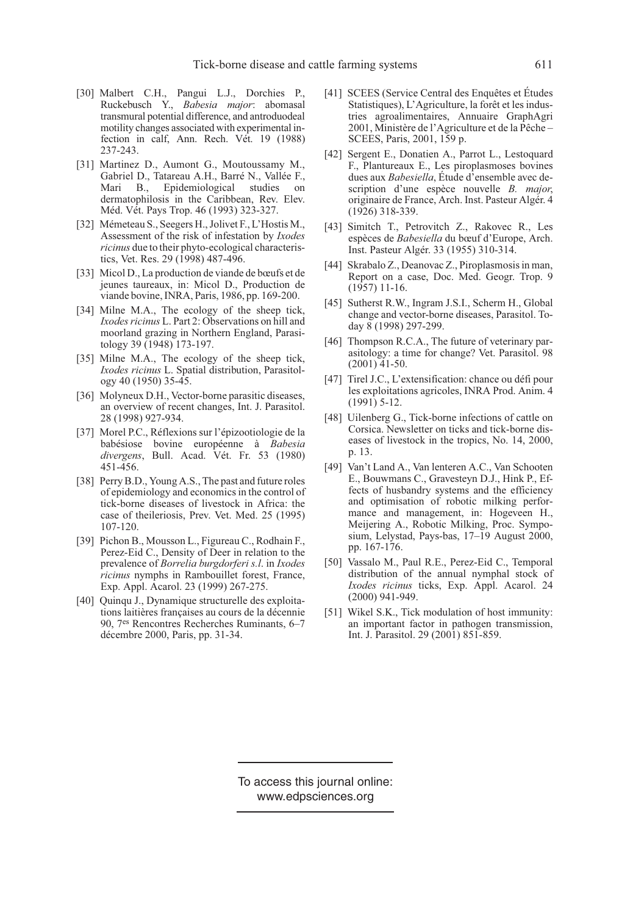[30] Malbert C.H., Pangui L.J., Dorchies P., Ruckebusch Y., *Babesia major*: abomasal transmural potential difference, and antroduodeal motility changes associated with experimental infection in calf, Ann. Rech. Vét. 19 (1988) 237-243.

[31] Martinez D., Aumont G., Moutoussamy M., Gabriel D., Tatareau A.H., Barré N., Vallée F., Mari B., Epidemiological studies on dermatophilosis in the Caribbean, Rev. Elev. Méd. Vét. Pays Trop. 46 (1993) 323-327.

[32] Mémeteau S., Seegers H., Jolivet F., L'Hostis M., Assessment of the risk of infestation by *Ixodes ricinus* due to their phyto-ecological characteristics, Vet. Res. 29 (1998) 487-496.

[33] Micol D., La production de viande de bœufs et de jeunes taureaux, in: Micol D., Production de viande bovine, INRA, Paris, 1986, pp. 169-200.

[34] Milne M.A., The ecology of the sheep tick, *Ixodes ricinus* L. Part 2: Observations on hill and moorland grazing in Northern England, Parasitology 39 (1948) 173-197.

[35] Milne M.A., The ecology of the sheep tick, *Ixodes ricinus* L. Spatial distribution, Parasitology 40 (1950) 35-45.

[36] Molyneux D.H., Vector-borne parasitic diseases, an overview of recent changes, Int. J. Parasitol. 28 (1998) 927-934.

[37] Morel P.C., Réflexions sur l'épizootiologie de la babésiose bovine européenne à *Babesia divergens*, Bull. Acad. Vét. Fr. 53 (1980) 451-456.

[38] Perry B.D., Young A.S., The past and future roles of epidemiology and economics in the control of tick-borne diseases of livestock in Africa: the case of theileriosis, Prev. Vet. Med. 25 (1995) 107-120.

[39] Pichon B., Mousson L., Figureau C., Rodhain F., Perez-Eid C., Density of Deer in relation to the prevalence of *Borrelia burgdorferi s.l.* in *Ixodes ricinus* nymphs in Rambouillet forest, France, Exp. Appl. Acarol. 23 (1999) 267-275.

[40] Quinqu J., Dynamique structurelle des exploitations laitières françaises au cours de la décennie 90, 7es Rencontres Recherches Ruminants, 6–7 décembre 2000, Paris, pp. 31-34.

[41] SCEES (Service Central des Enquêtes et Études Statistiques), L'Agriculture, la forêt et les industries agroalimentaires, Annuaire GraphAgri 2001, Ministère de l'Agriculture et de la Pêche – SCEES, Paris, 2001, 159 p.

[42] Sergent E., Donatien A., Parrot L., Lestoquard F., Plantureaux E., Les piroplasmoses bovines dues aux *Babesiella*, Étude d'ensemble avec description d'une espèce nouvelle *B. major*, originaire de France, Arch. Inst. Pasteur Algér. 4 (1926) 318-339.

[43] Simitch T., Petrovitch Z., Rakovec R., Les espèces de *Babesiella* du bœuf d'Europe, Arch. Inst. Pasteur Algér. 33 (1955) 310-314.

[44] Skrabalo Z., Deanovac Z., Piroplasmosis in man, Report on a case, Doc. Med. Geogr. Trop. 9 (1957) 11-16.

[45] Sutherst R.W., Ingram J.S.I., Scherm H., Global change and vector-borne diseases, Parasitol. Today 8 (1998) 297-299.

[46] Thompson R.C.A., The future of veterinary parasitology: a time for change? Vet. Parasitol. 98 (2001) 41-50.

[47] Tirel J.C., L'extensification: chance ou défi pour les exploitations agricoles, INRA Prod. Anim. 4 (1991) 5-12.

[48] Uilenberg G., Tick-borne infections of cattle on Corsica. Newsletter on ticks and tick-borne diseases of livestock in the tropics, No. 14, 2000, p. 13.

[49] Van't Land A., Van lenteren A.C., Van Schooten E., Bouwmans C., Gravesteyn D.J., Hink P., Effects of husbandry systems and the efficiency and optimisation of robotic milking performance and management, in: Hogeveen H., Meijering A., Robotic Milking, Proc. Symposium, Lelystad, Pays-bas, 17–19 August 2000, pp. 167-176.

[50] Vassalo M., Paul R.E., Perez-Eid C., Temporal distribution of the annual nymphal stock of *Ixodes ricinus* ticks, Exp. Appl. Acarol. 24 (2000) 941-949.

[51] Wikel S.K., Tick modulation of host immunity: an important factor in pathogen transmission, Int. J. Parasitol. 29 (2001) 851-859.

To access this journal online:
www.edpsciences.org